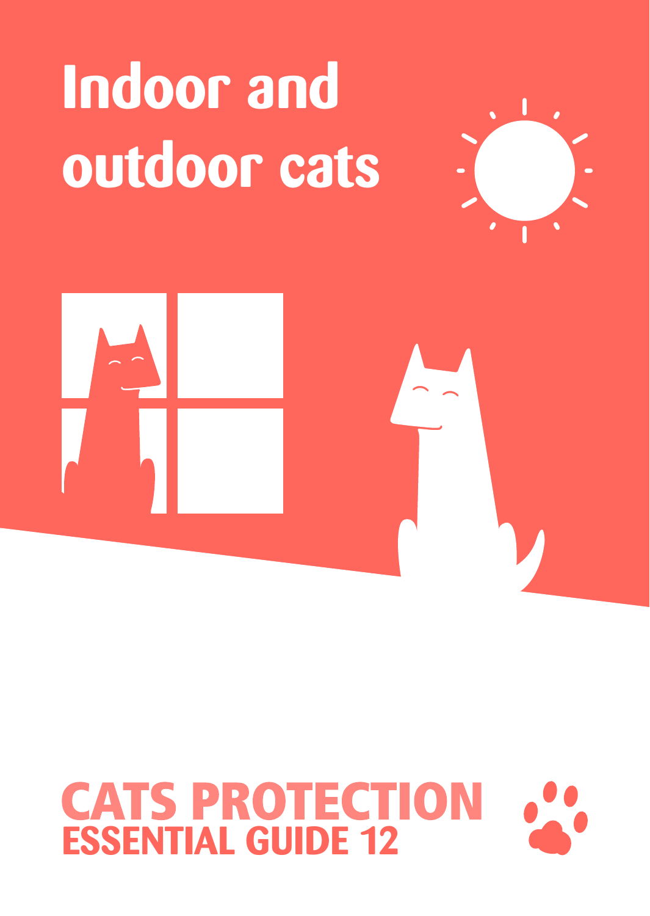# Indoor and outdoor cats

**CATS PROTECTION**
**ESSENTIAL GUIDE 12**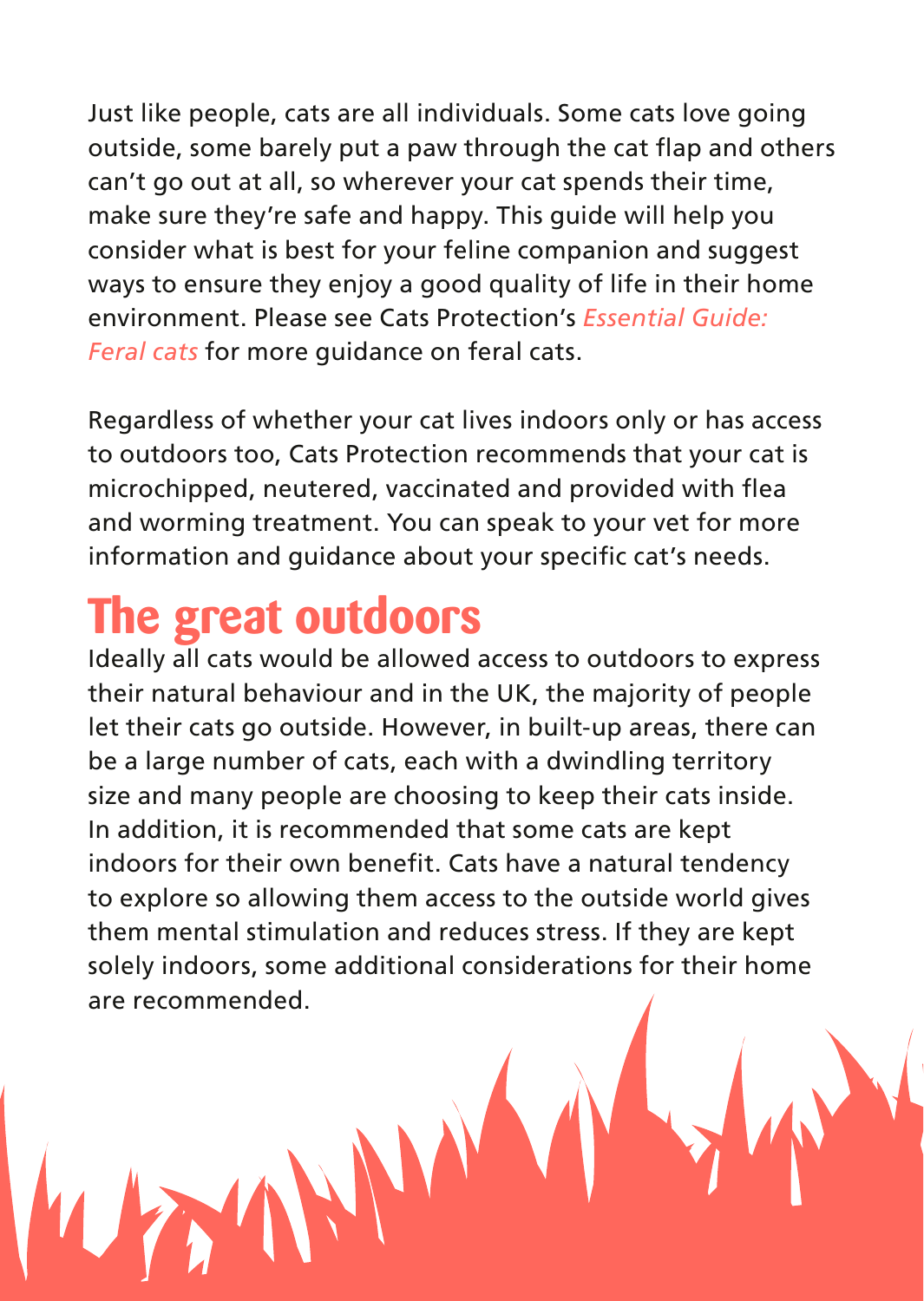Just like people, cats are all individuals. Some cats love going outside, some barely put a paw through the cat flap and others can't go out at all, so wherever your cat spends their time, make sure they're safe and happy. This guide will help you consider what is best for your feline companion and suggest ways to ensure they enjoy a good quality of life in their home environment. Please see Cats Protection's *Essential Guide: Feral cats* for more guidance on feral cats.

Regardless of whether your cat lives indoors only or has access to outdoors too, Cats Protection recommends that your cat is microchipped, neutered, vaccinated and provided with flea and worming treatment. You can speak to your vet for more information and guidance about your specific cat's needs.

## The great outdoors

Ideally all cats would be allowed access to outdoors to express their natural behaviour and in the UK, the majority of people let their cats go outside. However, in built-up areas, there can be a large number of cats, each with a dwindling territory size and many people are choosing to keep their cats inside. In addition, it is recommended that some cats are kept indoors for their own benefit. Cats have a natural tendency to explore so allowing them access to the outside world gives them mental stimulation and reduces stress. If they are kept solely indoors, some additional considerations for their home are recommended.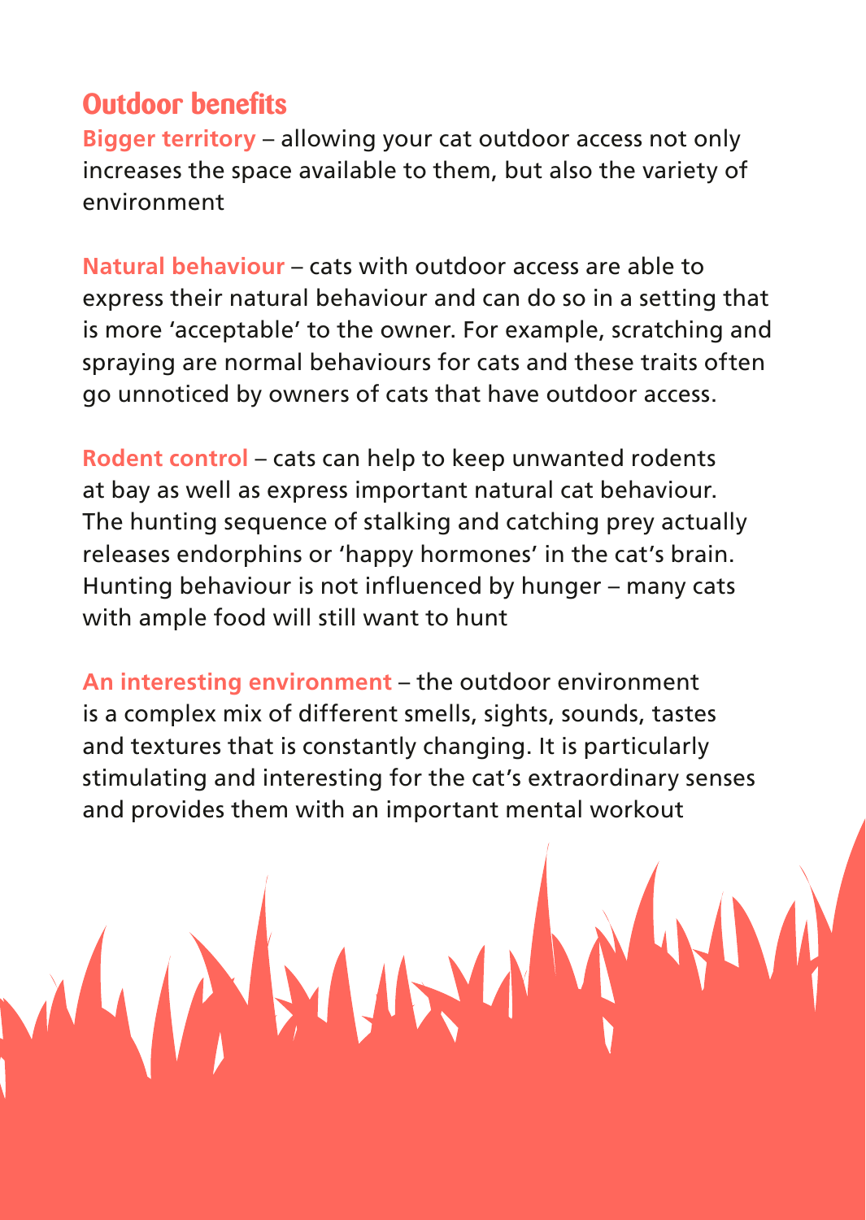## Outdoor benefits

**Bigger territory** – allowing your cat outdoor access not only increases the space available to them, but also the variety of environment

**Natural behaviour** – cats with outdoor access are able to express their natural behaviour and can do so in a setting that is more 'acceptable' to the owner. For example, scratching and spraying are normal behaviours for cats and these traits often go unnoticed by owners of cats that have outdoor access.

**Rodent control** – cats can help to keep unwanted rodents at bay as well as express important natural cat behaviour. The hunting sequence of stalking and catching prey actually releases endorphins or 'happy hormones' in the cat's brain. Hunting behaviour is not influenced by hunger – many cats with ample food will still want to hunt

**An interesting environment** – the outdoor environment is a complex mix of different smells, sights, sounds, tastes and textures that is constantly changing. It is particularly stimulating and interesting for the cat's extraordinary senses and provides them with an important mental workout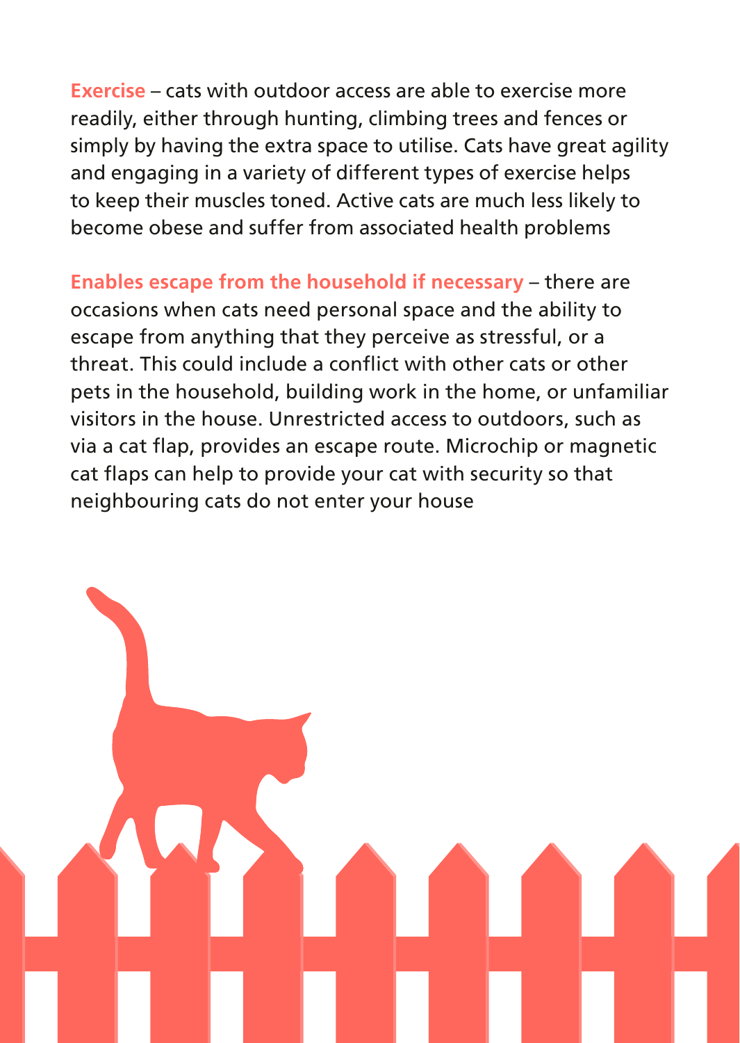**Exercise** – cats with outdoor access are able to exercise more readily, either through hunting, climbing trees and fences or simply by having the extra space to utilise. Cats have great agility and engaging in a variety of different types of exercise helps to keep their muscles toned. Active cats are much less likely to become obese and suffer from associated health problems

**Enables escape from the household if necessary** – there are occasions when cats need personal space and the ability to escape from anything that they perceive as stressful, or a threat. This could include a conflict with other cats or other pets in the household, building work in the home, or unfamiliar visitors in the house. Unrestricted access to outdoors, such as via a cat flap, provides an escape route. Microchip or magnetic cat flaps can help to provide your cat with security so that neighbouring cats do not enter your house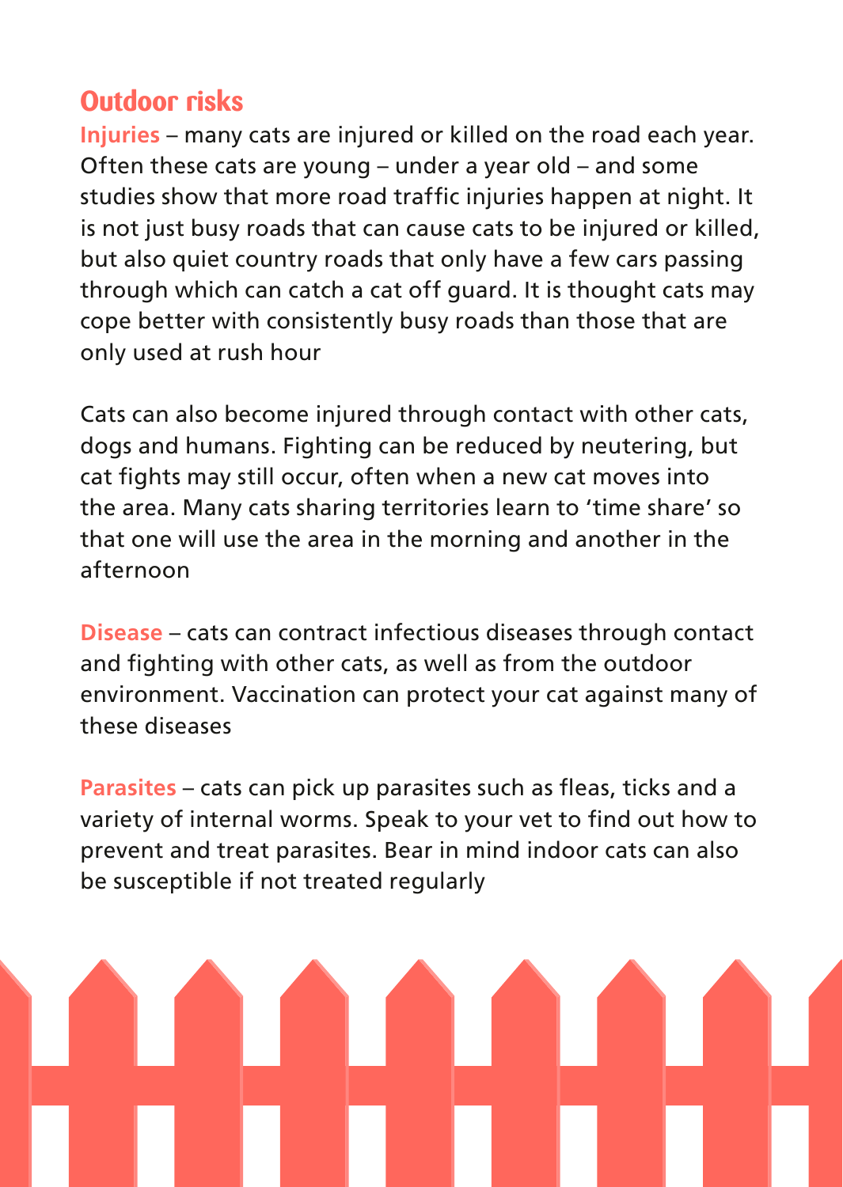## Outdoor risks

**Injuries** – many cats are injured or killed on the road each year. Often these cats are young – under a year old – and some studies show that more road traffic injuries happen at night. It is not just busy roads that can cause cats to be injured or killed, but also quiet country roads that only have a few cars passing through which can catch a cat off guard. It is thought cats may cope better with consistently busy roads than those that are only used at rush hour

Cats can also become injured through contact with other cats, dogs and humans. Fighting can be reduced by neutering, but cat fights may still occur, often when a new cat moves into the area. Many cats sharing territories learn to 'time share' so that one will use the area in the morning and another in the afternoon

**Disease** – cats can contract infectious diseases through contact and fighting with other cats, as well as from the outdoor environment. Vaccination can protect your cat against many of these diseases

**Parasites** – cats can pick up parasites such as fleas, ticks and a variety of internal worms. Speak to your vet to find out how to prevent and treat parasites. Bear in mind indoor cats can also be susceptible if not treated regularly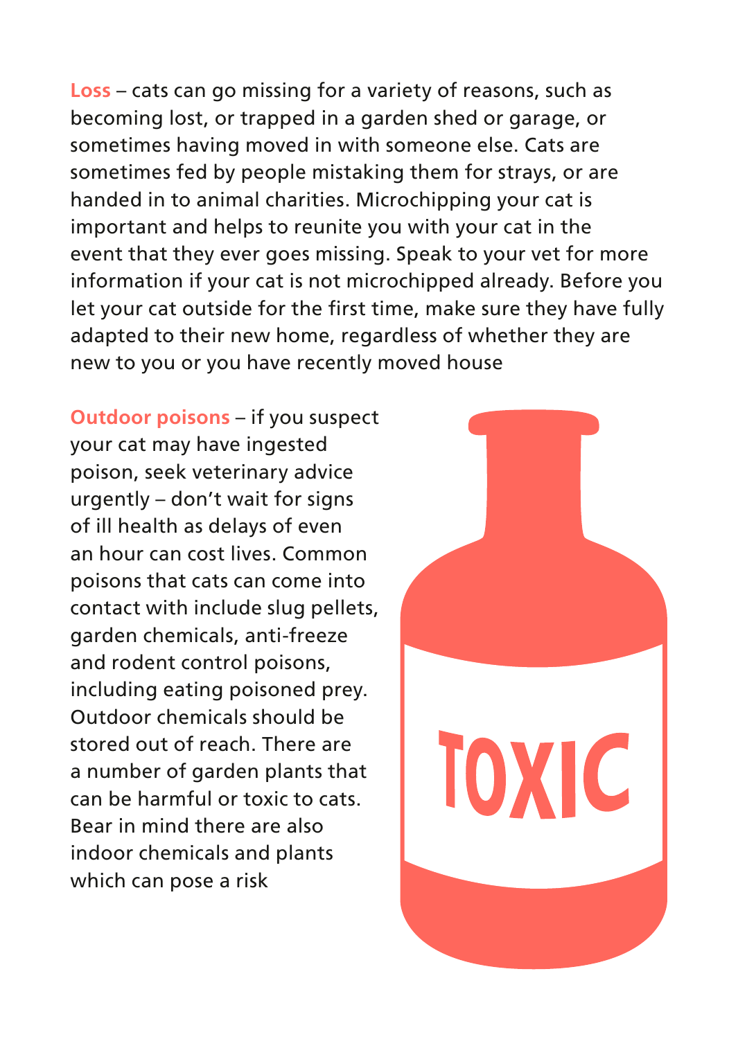**Loss** – cats can go missing for a variety of reasons, such as becoming lost, or trapped in a garden shed or garage, or sometimes having moved in with someone else. Cats are sometimes fed by people mistaking them for strays, or are handed in to animal charities. Microchipping your cat is important and helps to reunite you with your cat in the event that they ever goes missing. Speak to your vet for more information if your cat is not microchipped already. Before you let your cat outside for the first time, make sure they have fully adapted to their new home, regardless of whether they are new to you or you have recently moved house

**Outdoor poisons** – if you suspect your cat may have ingested poison, seek veterinary advice urgently – don't wait for signs of ill health as delays of even an hour can cost lives. Common poisons that cats can come into contact with include slug pellets, garden chemicals, anti-freeze and rodent control poisons, including eating poisoned prey. Outdoor chemicals should be stored out of reach. There are a number of garden plants that can be harmful or toxic to cats. Bear in mind there are also indoor chemicals and plants which can pose a risk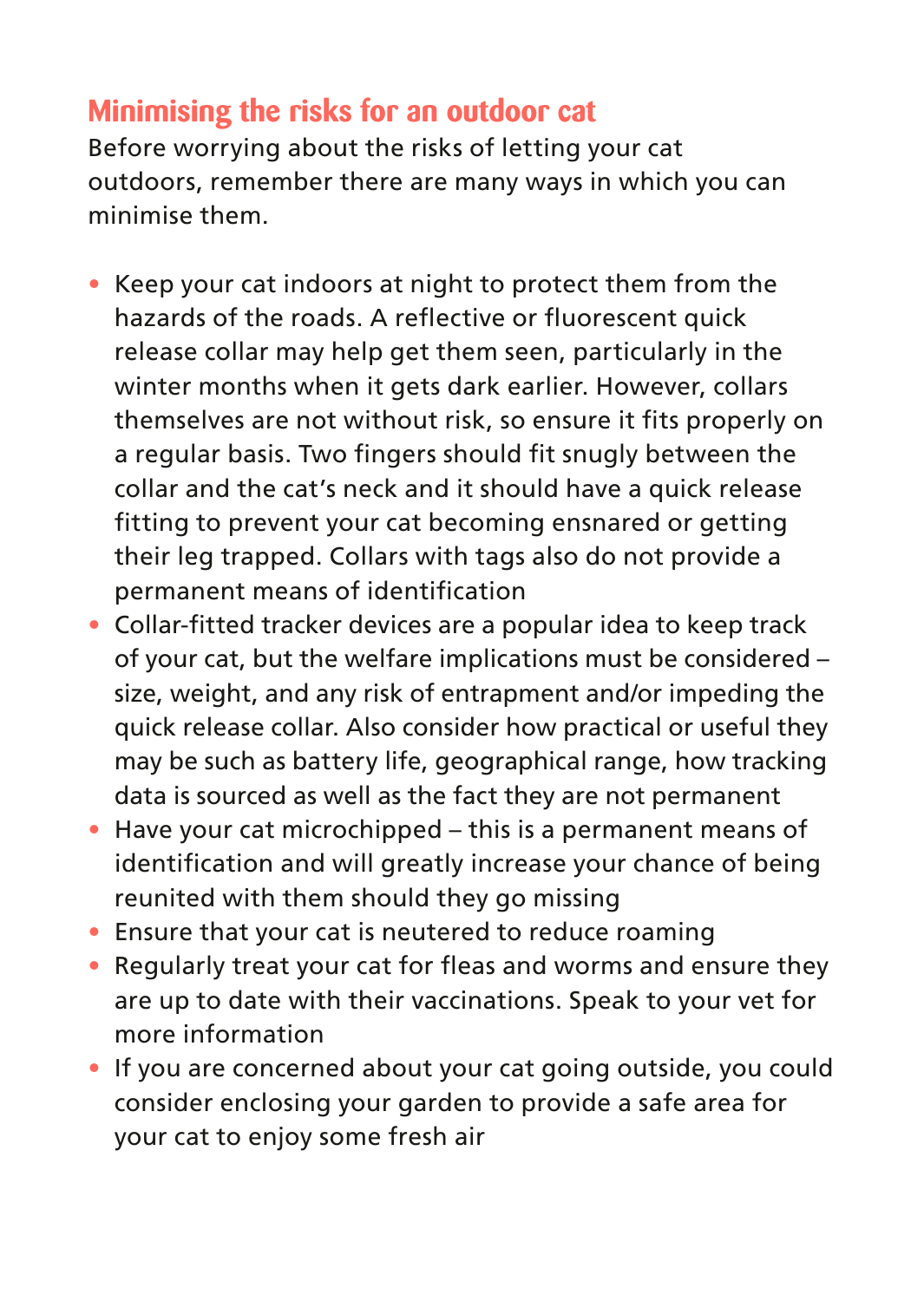## Minimising the risks for an outdoor cat

Before worrying about the risks of letting your cat outdoors, remember there are many ways in which you can minimise them.

- Keep your cat indoors at night to protect them from the hazards of the roads. A reflective or fluorescent quick release collar may help get them seen, particularly in the winter months when it gets dark earlier. However, collars themselves are not without risk, so ensure it fits properly on a regular basis. Two fingers should fit snugly between the collar and the cat's neck and it should have a quick release fitting to prevent your cat becoming ensnared or getting their leg trapped. Collars with tags also do not provide a permanent means of identification
- Collar-fitted tracker devices are a popular idea to keep track of your cat, but the welfare implications must be considered – size, weight, and any risk of entrapment and/or impeding the quick release collar. Also consider how practical or useful they may be such as battery life, geographical range, how tracking data is sourced as well as the fact they are not permanent
- Have your cat microchipped – this is a permanent means of identification and will greatly increase your chance of being reunited with them should they go missing
- Ensure that your cat is neutered to reduce roaming
- Regularly treat your cat for fleas and worms and ensure they are up to date with their vaccinations. Speak to your vet for more information
- If you are concerned about your cat going outside, you could consider enclosing your garden to provide a safe area for your cat to enjoy some fresh air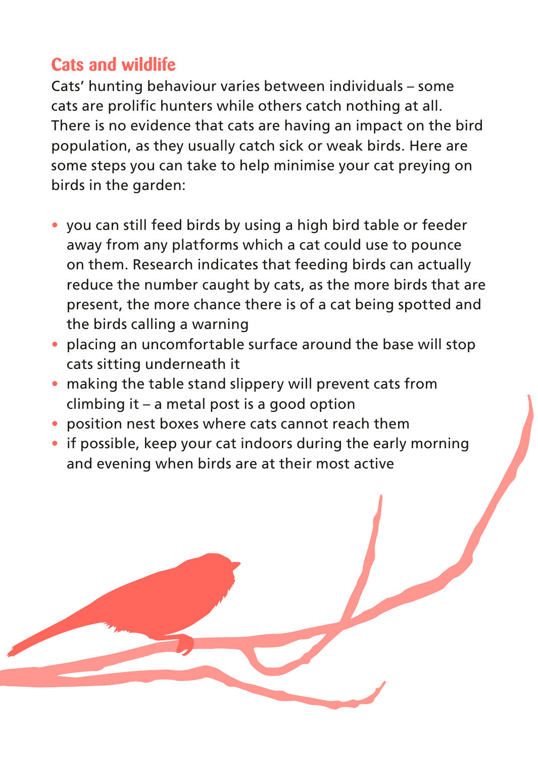## Cats and wildlife

Cats' hunting behaviour varies between individuals – some cats are prolific hunters while others catch nothing at all. There is no evidence that cats are having an impact on the bird population, as they usually catch sick or weak birds. Here are some steps you can take to help minimise your cat preying on birds in the garden:

- you can still feed birds by using a high bird table or feeder away from any platforms which a cat could use to pounce on them. Research indicates that feeding birds can actually reduce the number caught by cats, as the more birds that are present, the more chance there is of a cat being spotted and the birds calling a warning
- placing an uncomfortable surface around the base will stop cats sitting underneath it
- making the table stand slippery will prevent cats from climbing it – a metal post is a good option
- position nest boxes where cats cannot reach them
- if possible, keep your cat indoors during the early morning and evening when birds are at their most active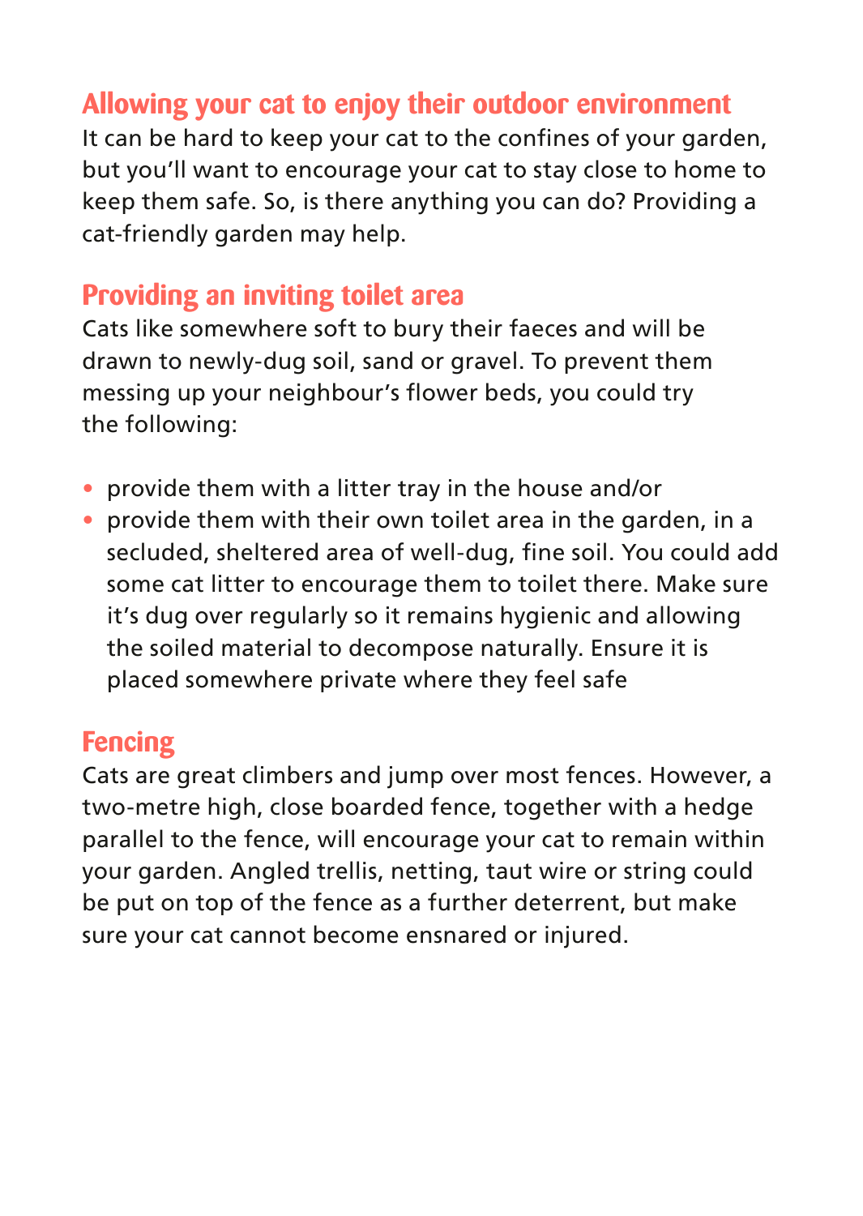## Allowing your cat to enjoy their outdoor environment

It can be hard to keep your cat to the confines of your garden, but you'll want to encourage your cat to stay close to home to keep them safe. So, is there anything you can do? Providing a cat-friendly garden may help.

## Providing an inviting toilet area

Cats like somewhere soft to bury their faeces and will be drawn to newly-dug soil, sand or gravel. To prevent them messing up your neighbour's flower beds, you could try the following:

- provide them with a litter tray in the house and/or
- provide them with their own toilet area in the garden, in a secluded, sheltered area of well-dug, fine soil. You could add some cat litter to encourage them to toilet there. Make sure it's dug over regularly so it remains hygienic and allowing the soiled material to decompose naturally. Ensure it is placed somewhere private where they feel safe

## Fencing

Cats are great climbers and jump over most fences. However, a two-metre high, close boarded fence, together with a hedge parallel to the fence, will encourage your cat to remain within your garden. Angled trellis, netting, taut wire or string could be put on top of the fence as a further deterrent, but make sure your cat cannot become ensnared or injured.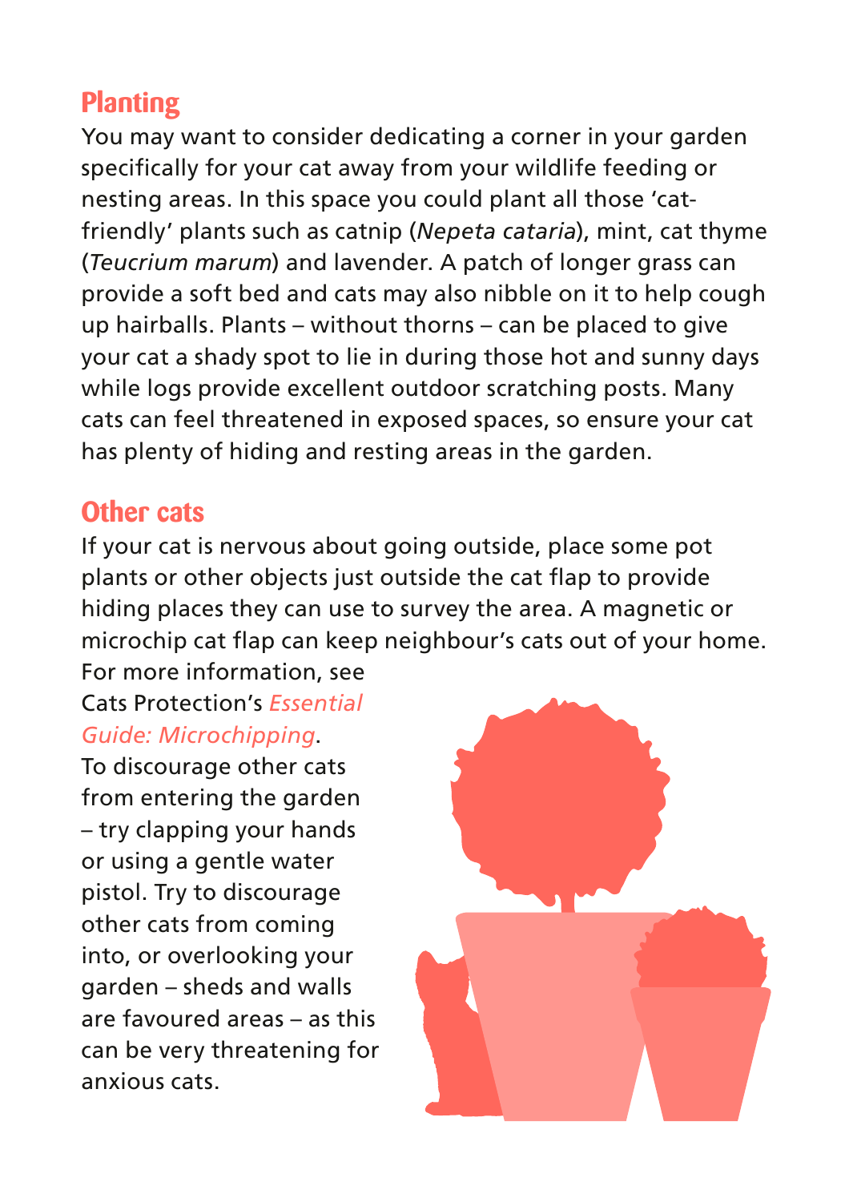## Planting

You may want to consider dedicating a corner in your garden specifically for your cat away from your wildlife feeding or nesting areas. In this space you could plant all those 'cat-friendly' plants such as catnip (*Nepeta cataria*), mint, cat thyme (*Teucrium marum*) and lavender. A patch of longer grass can provide a soft bed and cats may also nibble on it to help cough up hairballs. Plants – without thorns – can be placed to give your cat a shady spot to lie in during those hot and sunny days while logs provide excellent outdoor scratching posts. Many cats can feel threatened in exposed spaces, so ensure your cat has plenty of hiding and resting areas in the garden.

## Other cats

If your cat is nervous about going outside, place some pot plants or other objects just outside the cat flap to provide hiding places they can use to survey the area. A magnetic or microchip cat flap can keep neighbour's cats out of your home. For more information, see Cats Protection's *Essential Guide: Microchipping*.

To discourage other cats from entering the garden – try clapping your hands or using a gentle water pistol. Try to discourage other cats from coming into, or overlooking your garden – sheds and walls are favoured areas – as this can be very threatening for anxious cats.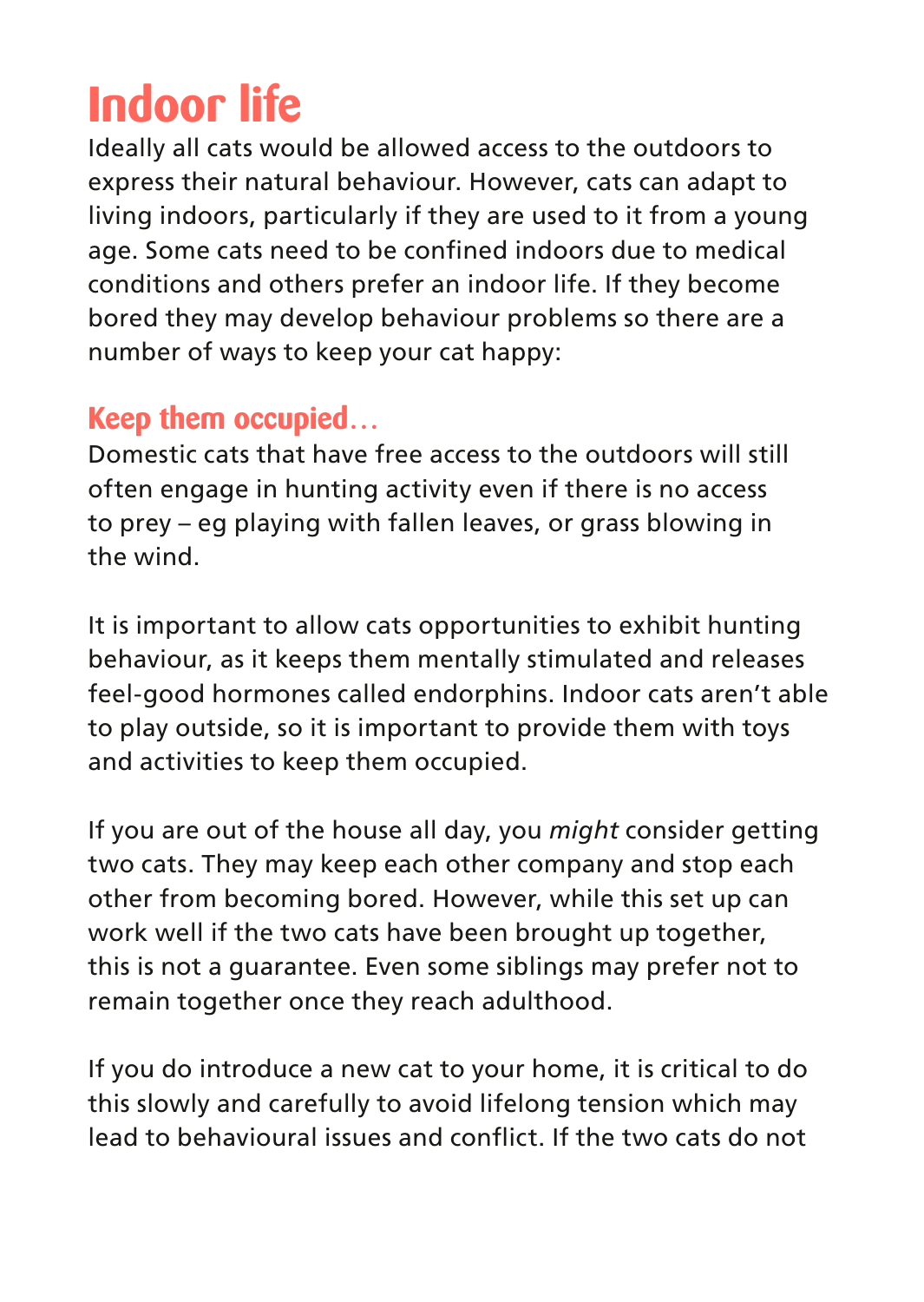# Indoor life

Ideally all cats would be allowed access to the outdoors to express their natural behaviour. However, cats can adapt to living indoors, particularly if they are used to it from a young age. Some cats need to be confined indoors due to medical conditions and others prefer an indoor life. If they become bored they may develop behaviour problems so there are a number of ways to keep your cat happy:

## Keep them occupied…

Domestic cats that have free access to the outdoors will still often engage in hunting activity even if there is no access to prey – eg playing with fallen leaves, or grass blowing in the wind.

It is important to allow cats opportunities to exhibit hunting behaviour, as it keeps them mentally stimulated and releases feel-good hormones called endorphins. Indoor cats aren't able to play outside, so it is important to provide them with toys and activities to keep them occupied.

If you are out of the house all day, you *might* consider getting two cats. They may keep each other company and stop each other from becoming bored. However, while this set up can work well if the two cats have been brought up together, this is not a guarantee. Even some siblings may prefer not to remain together once they reach adulthood.

If you do introduce a new cat to your home, it is critical to do this slowly and carefully to avoid lifelong tension which may lead to behavioural issues and conflict. If the two cats do not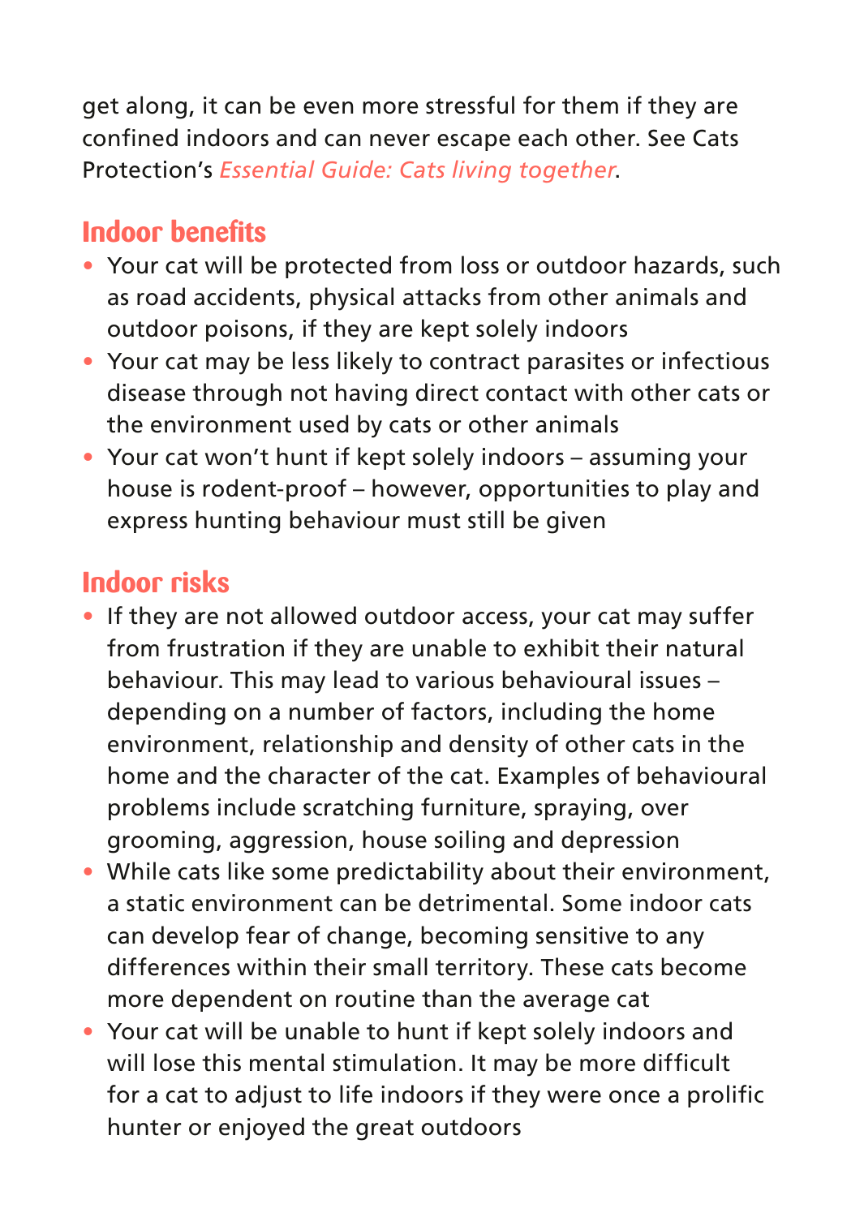get along, it can be even more stressful for them if they are confined indoors and can never escape each other. See Cats Protection's *Essential Guide: Cats living together*.

## Indoor benefits

- Your cat will be protected from loss or outdoor hazards, such as road accidents, physical attacks from other animals and outdoor poisons, if they are kept solely indoors
- Your cat may be less likely to contract parasites or infectious disease through not having direct contact with other cats or the environment used by cats or other animals
- Your cat won't hunt if kept solely indoors – assuming your house is rodent-proof – however, opportunities to play and express hunting behaviour must still be given

## Indoor risks

- If they are not allowed outdoor access, your cat may suffer from frustration if they are unable to exhibit their natural behaviour. This may lead to various behavioural issues – depending on a number of factors, including the home environment, relationship and density of other cats in the home and the character of the cat. Examples of behavioural problems include scratching furniture, spraying, over grooming, aggression, house soiling and depression
- While cats like some predictability about their environment, a static environment can be detrimental. Some indoor cats can develop fear of change, becoming sensitive to any differences within their small territory. These cats become more dependent on routine than the average cat
- Your cat will be unable to hunt if kept solely indoors and will lose this mental stimulation. It may be more difficult for a cat to adjust to life indoors if they were once a prolific hunter or enjoyed the great outdoors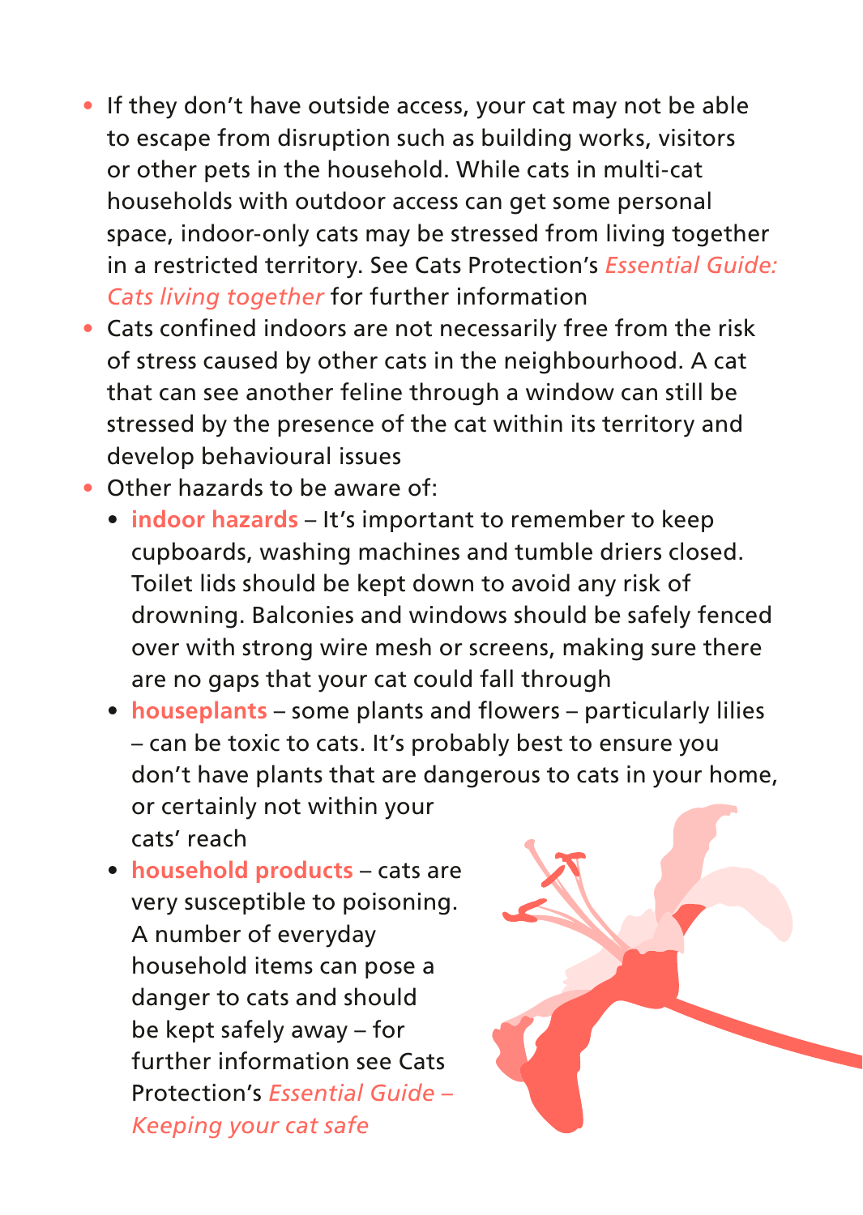- If they don't have outside access, your cat may not be able to escape from disruption such as building works, visitors or other pets in the household. While cats in multi-cat households with outdoor access can get some personal space, indoor-only cats may be stressed from living together in a restricted territory. See Cats Protection's *Essential Guide: Cats living together* for further information
- Cats confined indoors are not necessarily free from the risk of stress caused by other cats in the neighbourhood. A cat that can see another feline through a window can still be stressed by the presence of the cat within its territory and develop behavioural issues
- Other hazards to be aware of:
  - **indoor hazards** – It's important to remember to keep cupboards, washing machines and tumble driers closed. Toilet lids should be kept down to avoid any risk of drowning. Balconies and windows should be safely fenced over with strong wire mesh or screens, making sure there are no gaps that your cat could fall through
  - **houseplants** – some plants and flowers – particularly lilies – can be toxic to cats. It's probably best to ensure you don't have plants that are dangerous to cats in your home, or certainly not within your cats' reach
  - **household products** – cats are very susceptible to poisoning. A number of everyday household items can pose a danger to cats and should be kept safely away – for further information see Cats Protection's *Essential Guide – Keeping your cat safe*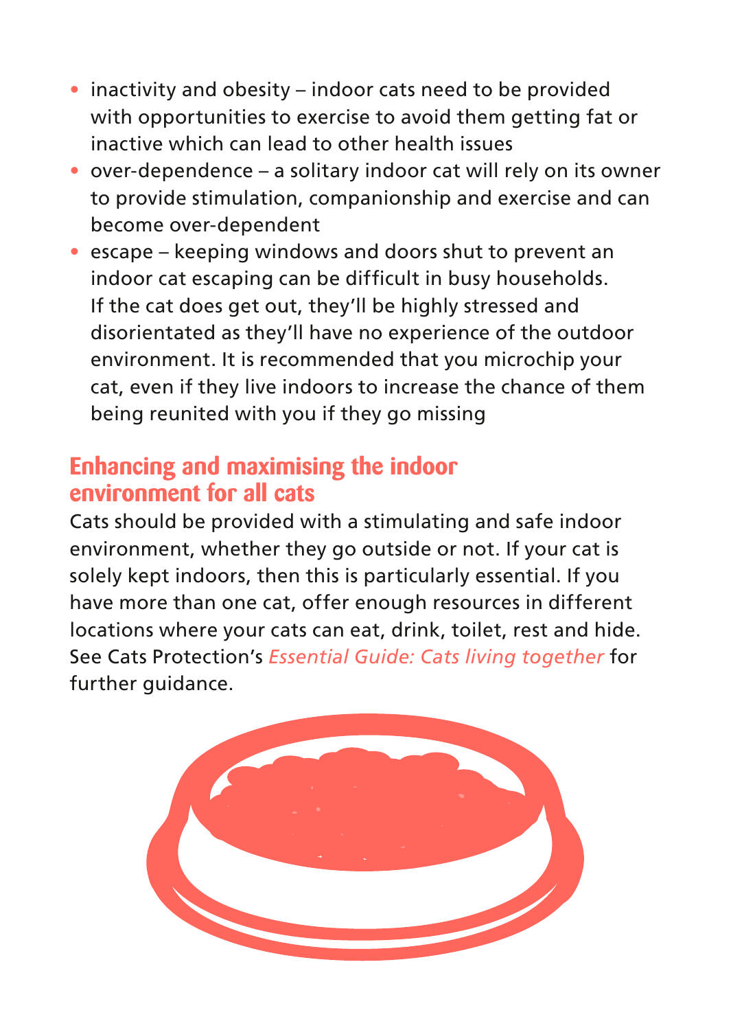- inactivity and obesity – indoor cats need to be provided with opportunities to exercise to avoid them getting fat or inactive which can lead to other health issues
- over-dependence – a solitary indoor cat will rely on its owner to provide stimulation, companionship and exercise and can become over-dependent
- escape – keeping windows and doors shut to prevent an indoor cat escaping can be difficult in busy households. If the cat does get out, they'll be highly stressed and disorientated as they'll have no experience of the outdoor environment. It is recommended that you microchip your cat, even if they live indoors to increase the chance of them being reunited with you if they go missing

## Enhancing and maximising the indoor environment for all cats

Cats should be provided with a stimulating and safe indoor environment, whether they go outside or not. If your cat is solely kept indoors, then this is particularly essential. If you have more than one cat, offer enough resources in different locations where your cats can eat, drink, toilet, rest and hide. See Cats Protection's *Essential Guide: Cats living together* for further guidance.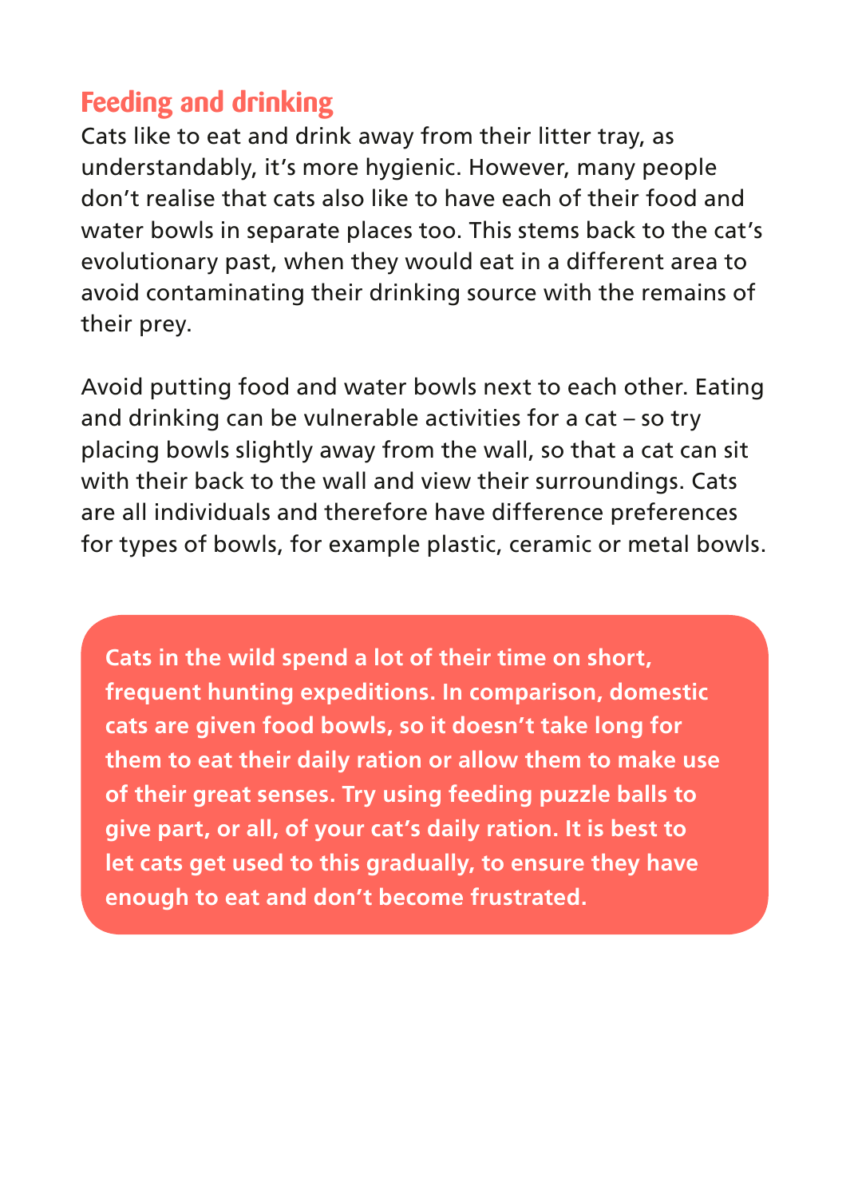## Feeding and drinking

Cats like to eat and drink away from their litter tray, as understandably, it's more hygienic. However, many people don't realise that cats also like to have each of their food and water bowls in separate places too. This stems back to the cat's evolutionary past, when they would eat in a different area to avoid contaminating their drinking source with the remains of their prey.

Avoid putting food and water bowls next to each other. Eating and drinking can be vulnerable activities for a cat – so try placing bowls slightly away from the wall, so that a cat can sit with their back to the wall and view their surroundings. Cats are all individuals and therefore have difference preferences for types of bowls, for example plastic, ceramic or metal bowls.

**Cats in the wild spend a lot of their time on short, frequent hunting expeditions. In comparison, domestic cats are given food bowls, so it doesn't take long for them to eat their daily ration or allow them to make use of their great senses. Try using feeding puzzle balls to give part, or all, of your cat's daily ration. It is best to let cats get used to this gradually, to ensure they have enough to eat and don't become frustrated.**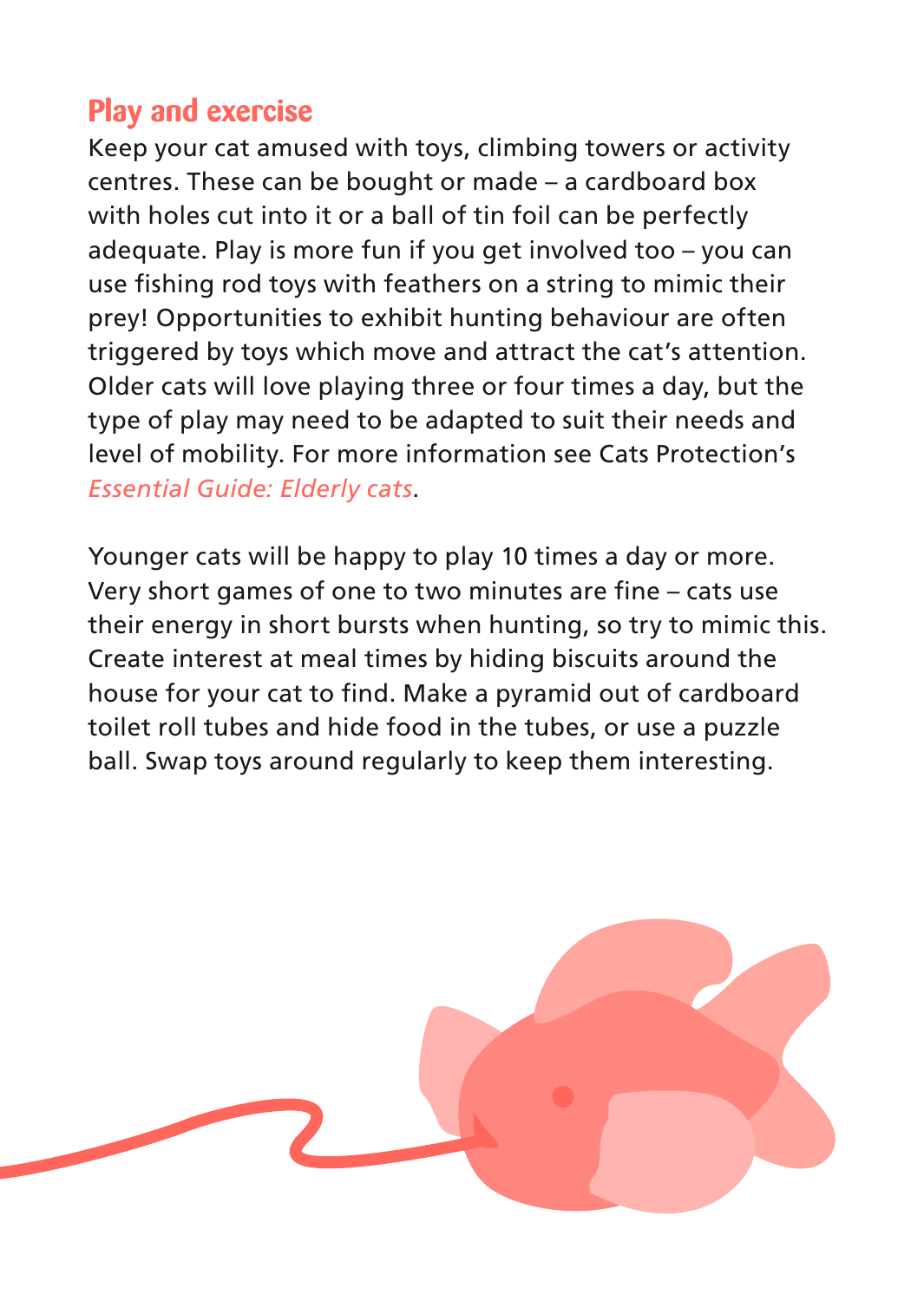## Play and exercise

Keep your cat amused with toys, climbing towers or activity centres. These can be bought or made – a cardboard box with holes cut into it or a ball of tin foil can be perfectly adequate. Play is more fun if you get involved too – you can use fishing rod toys with feathers on a string to mimic their prey! Opportunities to exhibit hunting behaviour are often triggered by toys which move and attract the cat's attention. Older cats will love playing three or four times a day, but the type of play may need to be adapted to suit their needs and level of mobility. For more information see Cats Protection's *Essential Guide: Elderly cats*.

Younger cats will be happy to play 10 times a day or more. Very short games of one to two minutes are fine – cats use their energy in short bursts when hunting, so try to mimic this. Create interest at meal times by hiding biscuits around the house for your cat to find. Make a pyramid out of cardboard toilet roll tubes and hide food in the tubes, or use a puzzle ball. Swap toys around regularly to keep them interesting.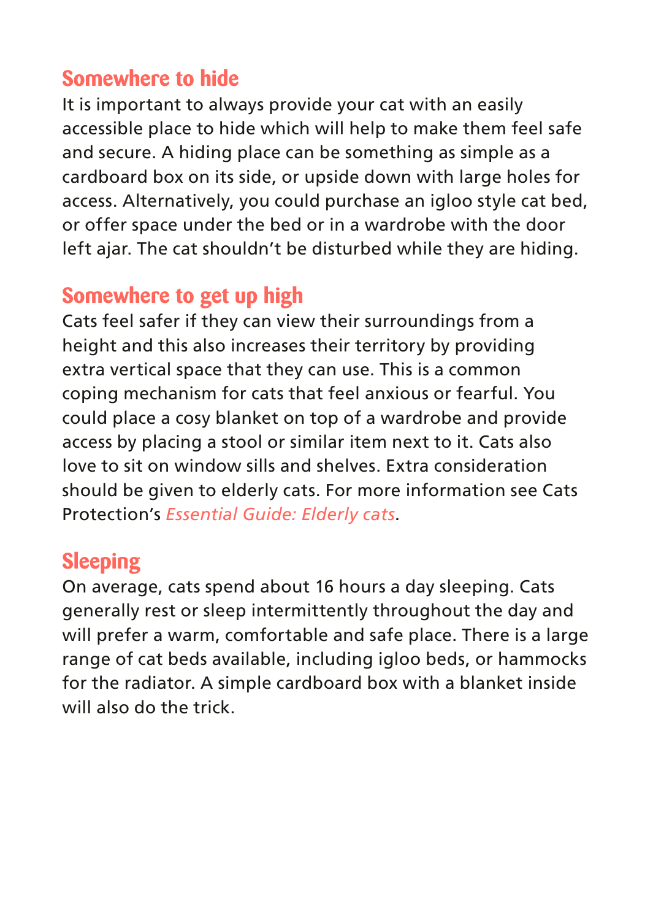## Somewhere to hide

It is important to always provide your cat with an easily accessible place to hide which will help to make them feel safe and secure. A hiding place can be something as simple as a cardboard box on its side, or upside down with large holes for access. Alternatively, you could purchase an igloo style cat bed, or offer space under the bed or in a wardrobe with the door left ajar. The cat shouldn't be disturbed while they are hiding.

## Somewhere to get up high

Cats feel safer if they can view their surroundings from a height and this also increases their territory by providing extra vertical space that they can use. This is a common coping mechanism for cats that feel anxious or fearful. You could place a cosy blanket on top of a wardrobe and provide access by placing a stool or similar item next to it. Cats also love to sit on window sills and shelves. Extra consideration should be given to elderly cats. For more information see Cats Protection's *Essential Guide: Elderly cats*.

## Sleeping

On average, cats spend about 16 hours a day sleeping. Cats generally rest or sleep intermittently throughout the day and will prefer a warm, comfortable and safe place. There is a large range of cat beds available, including igloo beds, or hammocks for the radiator. A simple cardboard box with a blanket inside will also do the trick.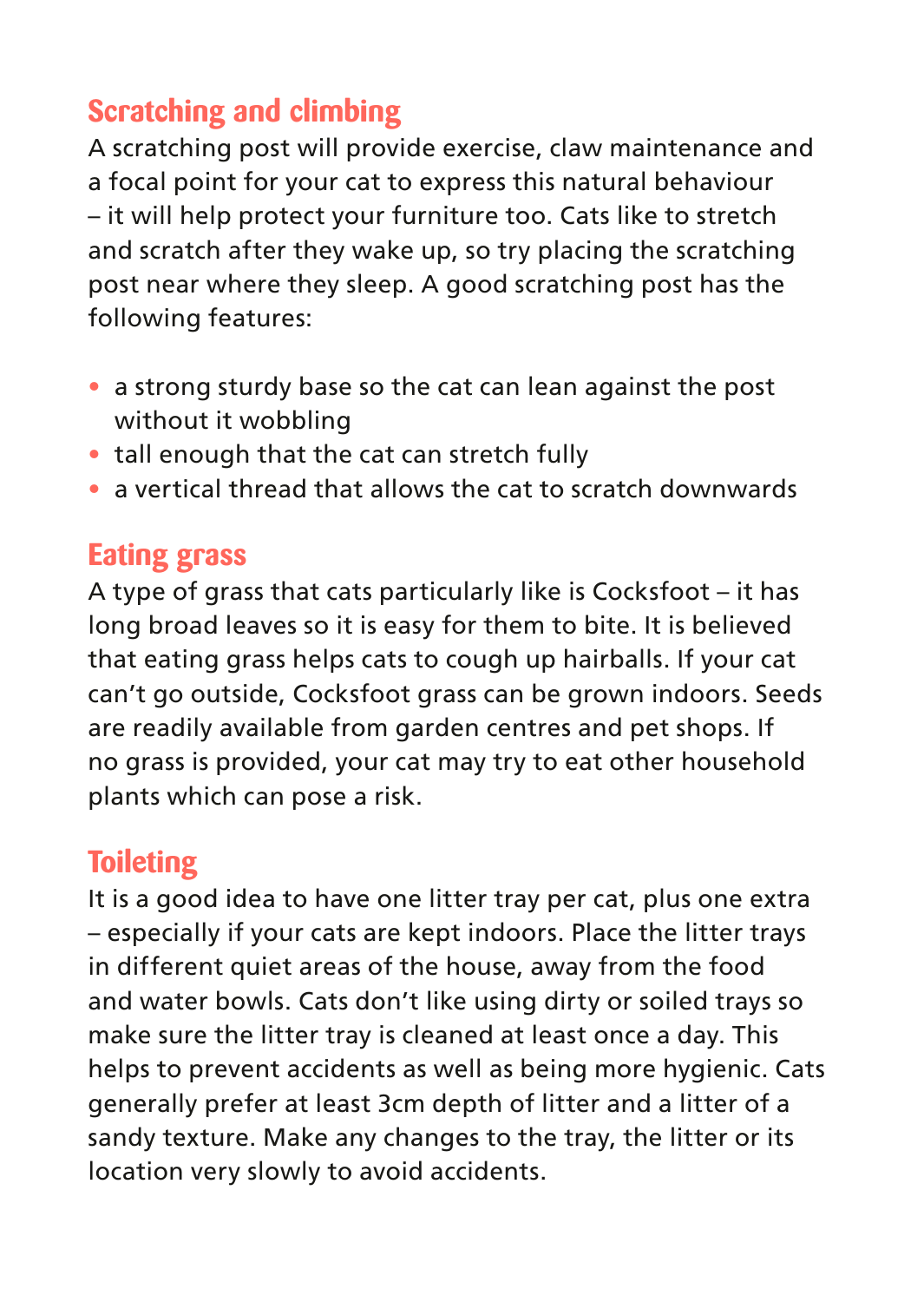## Scratching and climbing

A scratching post will provide exercise, claw maintenance and a focal point for your cat to express this natural behaviour – it will help protect your furniture too. Cats like to stretch and scratch after they wake up, so try placing the scratching post near where they sleep. A good scratching post has the following features:

- a strong sturdy base so the cat can lean against the post without it wobbling
- tall enough that the cat can stretch fully
- a vertical thread that allows the cat to scratch downwards

## Eating grass

A type of grass that cats particularly like is Cocksfoot – it has long broad leaves so it is easy for them to bite. It is believed that eating grass helps cats to cough up hairballs. If your cat can't go outside, Cocksfoot grass can be grown indoors. Seeds are readily available from garden centres and pet shops. If no grass is provided, your cat may try to eat other household plants which can pose a risk.

## Toileting

It is a good idea to have one litter tray per cat, plus one extra – especially if your cats are kept indoors. Place the litter trays in different quiet areas of the house, away from the food and water bowls. Cats don't like using dirty or soiled trays so make sure the litter tray is cleaned at least once a day. This helps to prevent accidents as well as being more hygienic. Cats generally prefer at least 3cm depth of litter and a litter of a sandy texture. Make any changes to the tray, the litter or its location very slowly to avoid accidents.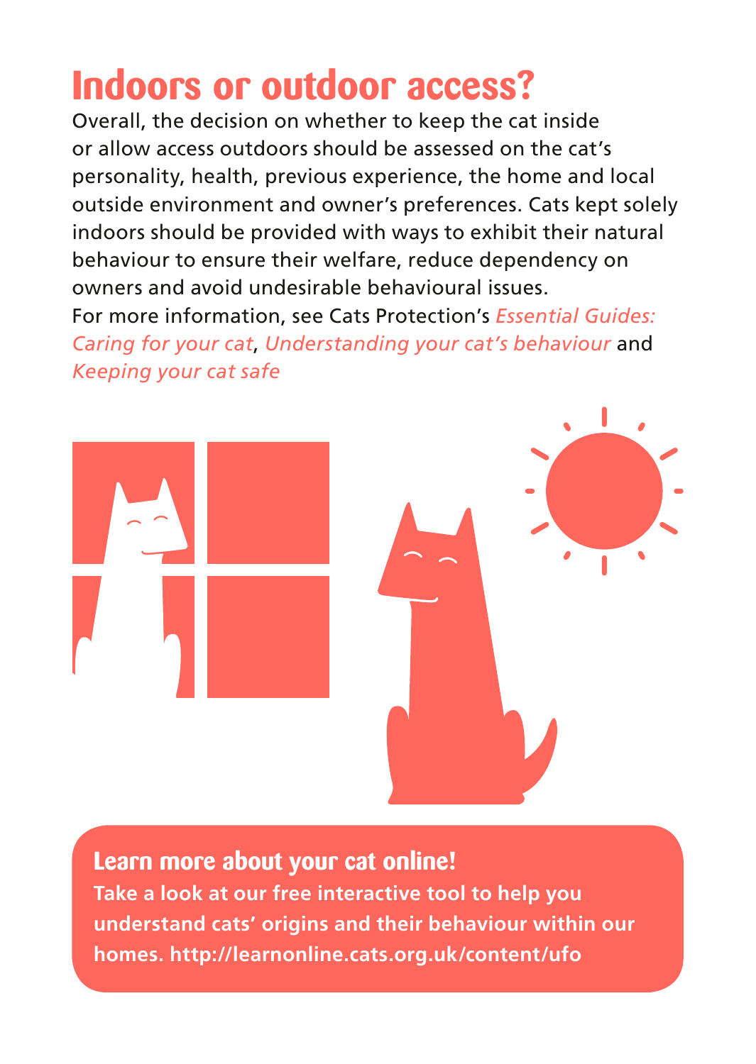# Indoors or outdoor access?

Overall, the decision on whether to keep the cat inside or allow access outdoors should be assessed on the cat's personality, health, previous experience, the home and local outside environment and owner's preferences. Cats kept solely indoors should be provided with ways to exhibit their natural behaviour to ensure their welfare, reduce dependency on owners and avoid undesirable behavioural issues.

For more information, see Cats Protection's *Essential Guides: Caring for your cat*, *Understanding your cat's behaviour* and *Keeping your cat safe*

## Learn more about your cat online!

**Take a look at our free interactive tool to help you understand cats' origins and their behaviour within our homes. http://learnonline.cats.org.uk/content/ufo**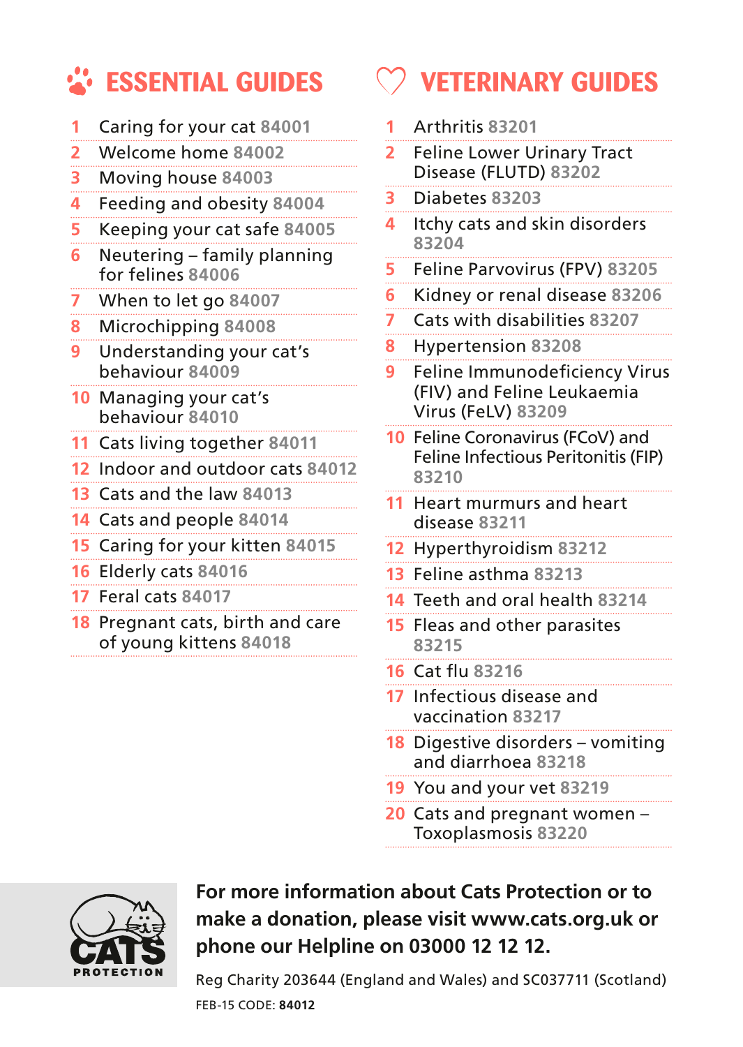## ESSENTIAL GUIDES

1. Caring for your cat 84001
2. Welcome home 84002
3. Moving house 84003
4. Feeding and obesity 84004
5. Keeping your cat safe 84005
6. Neutering – family planning for felines 84006
7. When to let go 84007
8. Microchipping 84008
9. Understanding your cat's behaviour 84009
10. Managing your cat's behaviour 84010
11. Cats living together 84011
12. Indoor and outdoor cats 84012
13. Cats and the law 84013
14. Cats and people 84014
15. Caring for your kitten 84015
16. Elderly cats 84016
17. Feral cats 84017
18. Pregnant cats, birth and care of young kittens 84018

## VETERINARY GUIDES

1. Arthritis 83201
2. Feline Lower Urinary Tract Disease (FLUTD) 83202
3. Diabetes 83203
4. Itchy cats and skin disorders 83204
5. Feline Parvovirus (FPV) 83205
6. Kidney or renal disease 83206
7. Cats with disabilities 83207
8. Hypertension 83208
9. Feline Immunodeficiency Virus (FIV) and Feline Leukaemia Virus (FeLV) 83209
10. Feline Coronavirus (FCoV) and Feline Infectious Peritonitis (FIP) 83210
11. Heart murmurs and heart disease 83211
12. Hyperthyroidism 83212
13. Feline asthma 83213
14. Teeth and oral health 83214
15. Fleas and other parasites 83215
16. Cat flu 83216
17. Infectious disease and vaccination 83217
18. Digestive disorders – vomiting and diarrhoea 83218
19. You and your vet 83219
20. Cats and pregnant women – Toxoplasmosis 83220

CATS PROTECTION

**For more information about Cats Protection or to make a donation, please visit www.cats.org.uk or phone our Helpline on 03000 12 12 12.**

Reg Charity 203644 (England and Wales) and SC037711 (Scotland)

FEB-15 CODE: **84012**